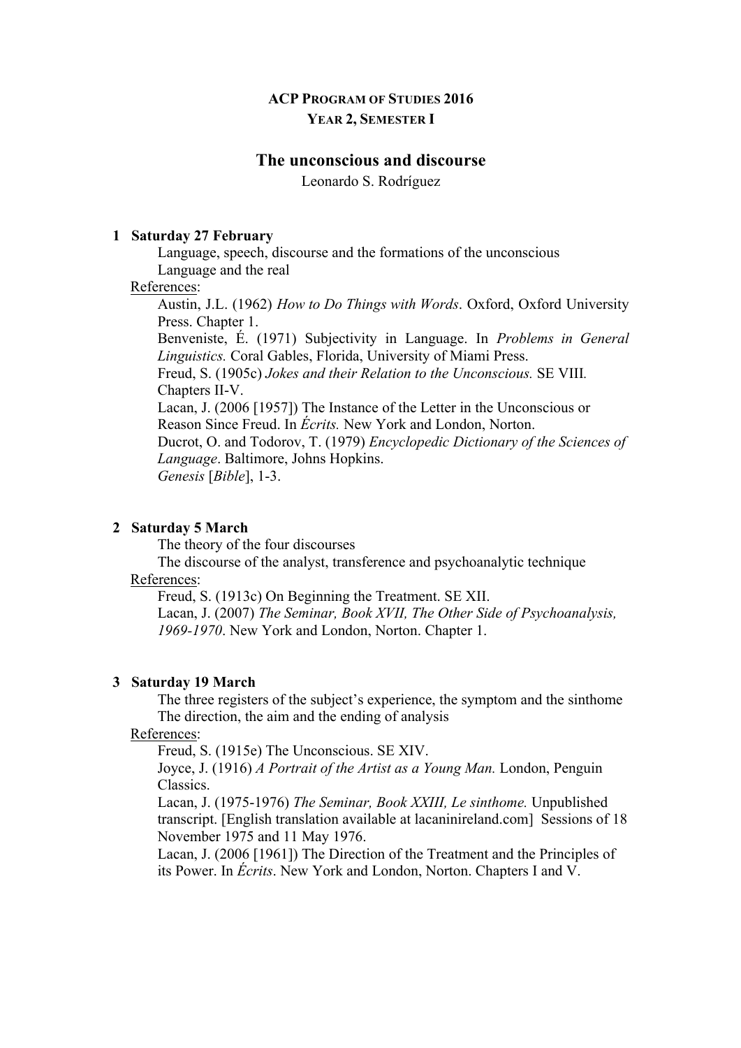**ACP PROGRAM OF STUDIES 2016**
**YEAR 2, SEMESTER I**

# The unconscious and discourse

Leonardo S. Rodríguez

**1 Saturday 27 February**

Language, speech, discourse and the formations of the unconscious
Language and the real

References:

Austin, J.L. (1962) *How to Do Things with Words*. Oxford, Oxford University Press. Chapter 1.
Benveniste, É. (1971) Subjectivity in Language. In *Problems in General Linguistics.* Coral Gables, Florida, University of Miami Press.
Freud, S. (1905c) *Jokes and their Relation to the Unconscious.* SE VIII. Chapters II-V.
Lacan, J. (2006 [1957]) The Instance of the Letter in the Unconscious or Reason Since Freud. In *Écrits.* New York and London, Norton.
Ducrot, O. and Todorov, T. (1979) *Encyclopedic Dictionary of the Sciences of Language*. Baltimore, Johns Hopkins.
*Genesis* [*Bible*], 1-3.

**2 Saturday 5 March**

The theory of the four discourses
The discourse of the analyst, transference and psychoanalytic technique

References:

Freud, S. (1913c) On Beginning the Treatment. SE XII.
Lacan, J. (2007) *The Seminar, Book XVII, The Other Side of Psychoanalysis, 1969-1970*. New York and London, Norton. Chapter 1.

**3 Saturday 19 March**

The three registers of the subject's experience, the symptom and the sinthome
The direction, the aim and the ending of analysis

References:

Freud, S. (1915e) The Unconscious. SE XIV.
Joyce, J. (1916) *A Portrait of the Artist as a Young Man.* London, Penguin Classics.
Lacan, J. (1975-1976) *The Seminar, Book XXIII, Le sinthome.* Unpublished transcript. [English translation available at lacaninireland.com] Sessions of 18 November 1975 and 11 May 1976.
Lacan, J. (2006 [1961]) The Direction of the Treatment and the Principles of its Power. In *Écrits*. New York and London, Norton. Chapters I and V.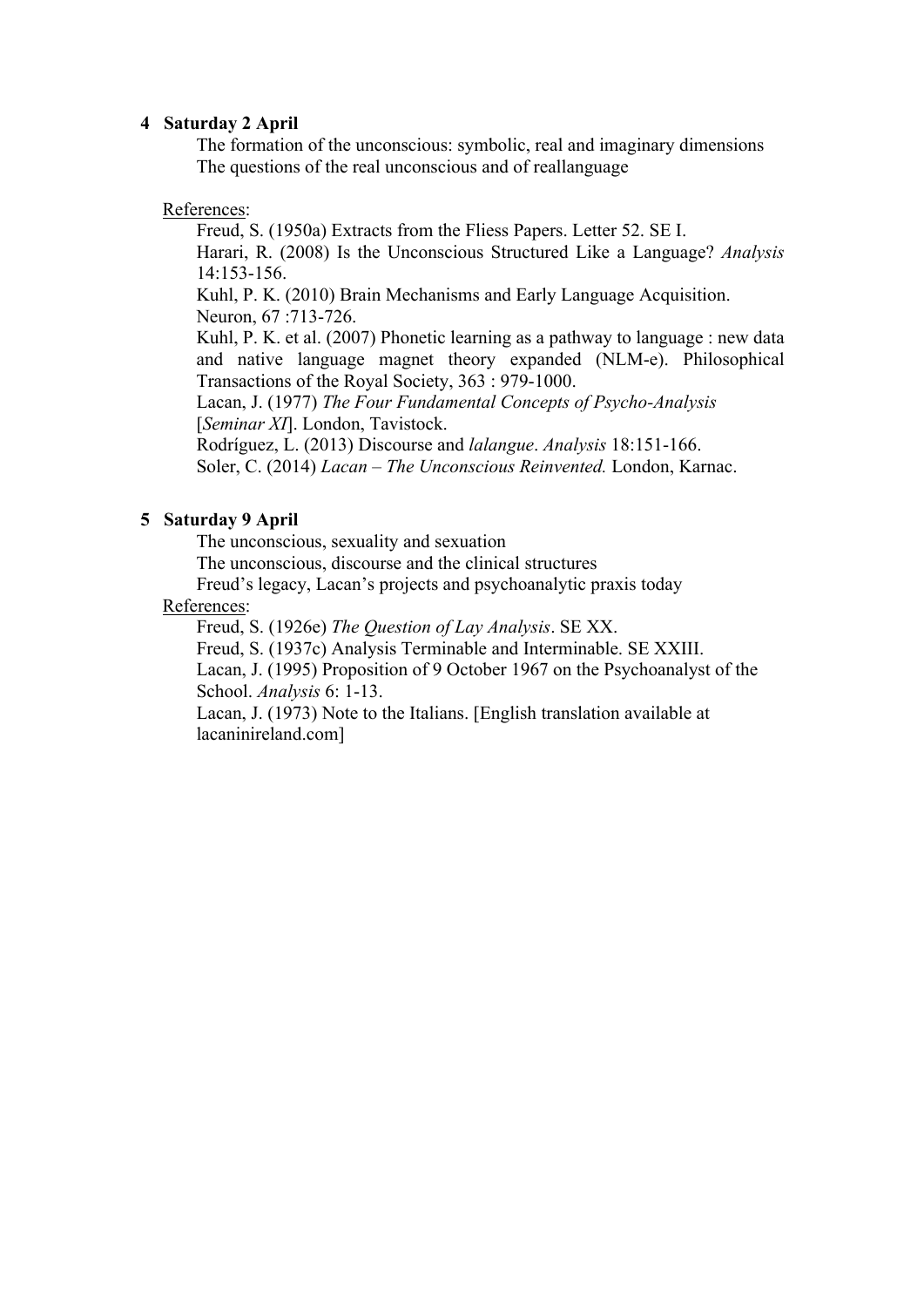**4 Saturday 2 April**

The formation of the unconscious: symbolic, real and imaginary dimensions
The questions of the real unconscious and of reallanguage

References:

Freud, S. (1950a) Extracts from the Fliess Papers. Letter 52. SE I.

Harari, R. (2008) Is the Unconscious Structured Like a Language? *Analysis* 14:153-156.

Kuhl, P. K. (2010) Brain Mechanisms and Early Language Acquisition. Neuron, 67 :713-726.

Kuhl, P. K. et al. (2007) Phonetic learning as a pathway to language : new data and native language magnet theory expanded (NLM-e). Philosophical Transactions of the Royal Society, 363 : 979-1000.

Lacan, J. (1977) *The Four Fundamental Concepts of Psycho-Analysis* [*Seminar XI*]. London, Tavistock.

Rodríguez, L. (2013) Discourse and *lalangue*. *Analysis* 18:151-166.

Soler, C. (2014) *Lacan – The Unconscious Reinvented.* London, Karnac.

**5 Saturday 9 April**

The unconscious, sexuality and sexuation
The unconscious, discourse and the clinical structures
Freud's legacy, Lacan's projects and psychoanalytic praxis today

References:

Freud, S. (1926e) *The Question of Lay Analysis*. SE XX.

Freud, S. (1937c) Analysis Terminable and Interminable. SE XXIII.

Lacan, J. (1995) Proposition of 9 October 1967 on the Psychoanalyst of the School. *Analysis* 6: 1-13.

Lacan, J. (1973) Note to the Italians. [English translation available at lacaninireland.com]